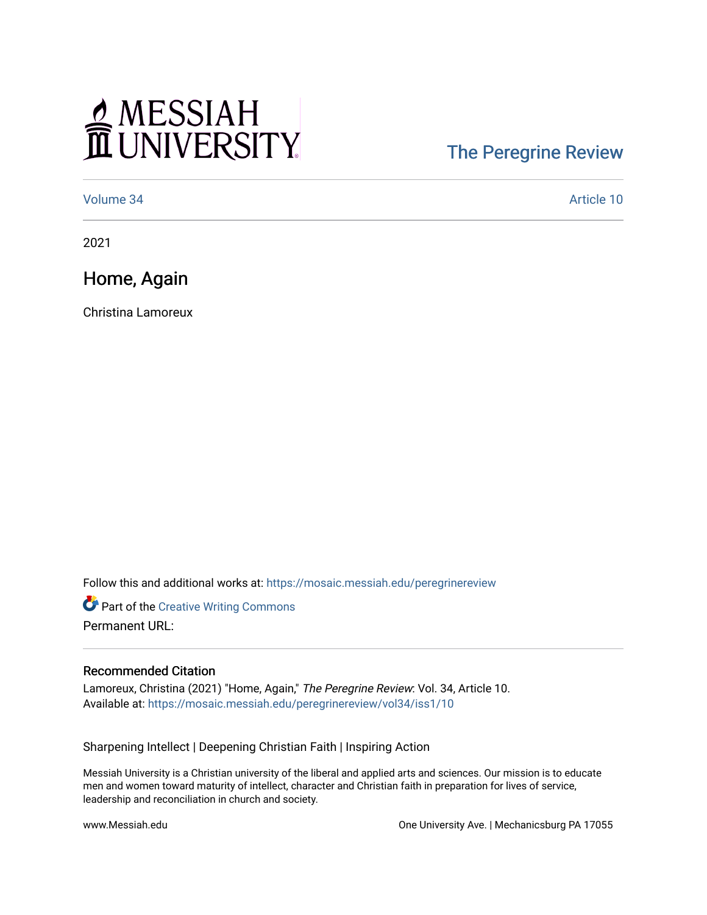MESSIAH UNIVERSITY

The Peregrine Review

Volume 34 Article 10

2021

# Home, Again

Christina Lamoreux

Follow this and additional works at: https://mosaic.messiah.edu/peregrinereview

Part of the Creative Writing Commons

Permanent URL:

## Recommended Citation

Lamoreux, Christina (2021) "Home, Again," *The Peregrine Review*: Vol. 34, Article 10.
Available at: https://mosaic.messiah.edu/peregrinereview/vol34/iss1/10

Sharpening Intellect | Deepening Christian Faith | Inspiring Action

Messiah University is a Christian university of the liberal and applied arts and sciences. Our mission is to educate men and women toward maturity of intellect, character and Christian faith in preparation for lives of service, leadership and reconciliation in church and society.

www.Messiah.edu One University Ave. | Mechanicsburg PA 17055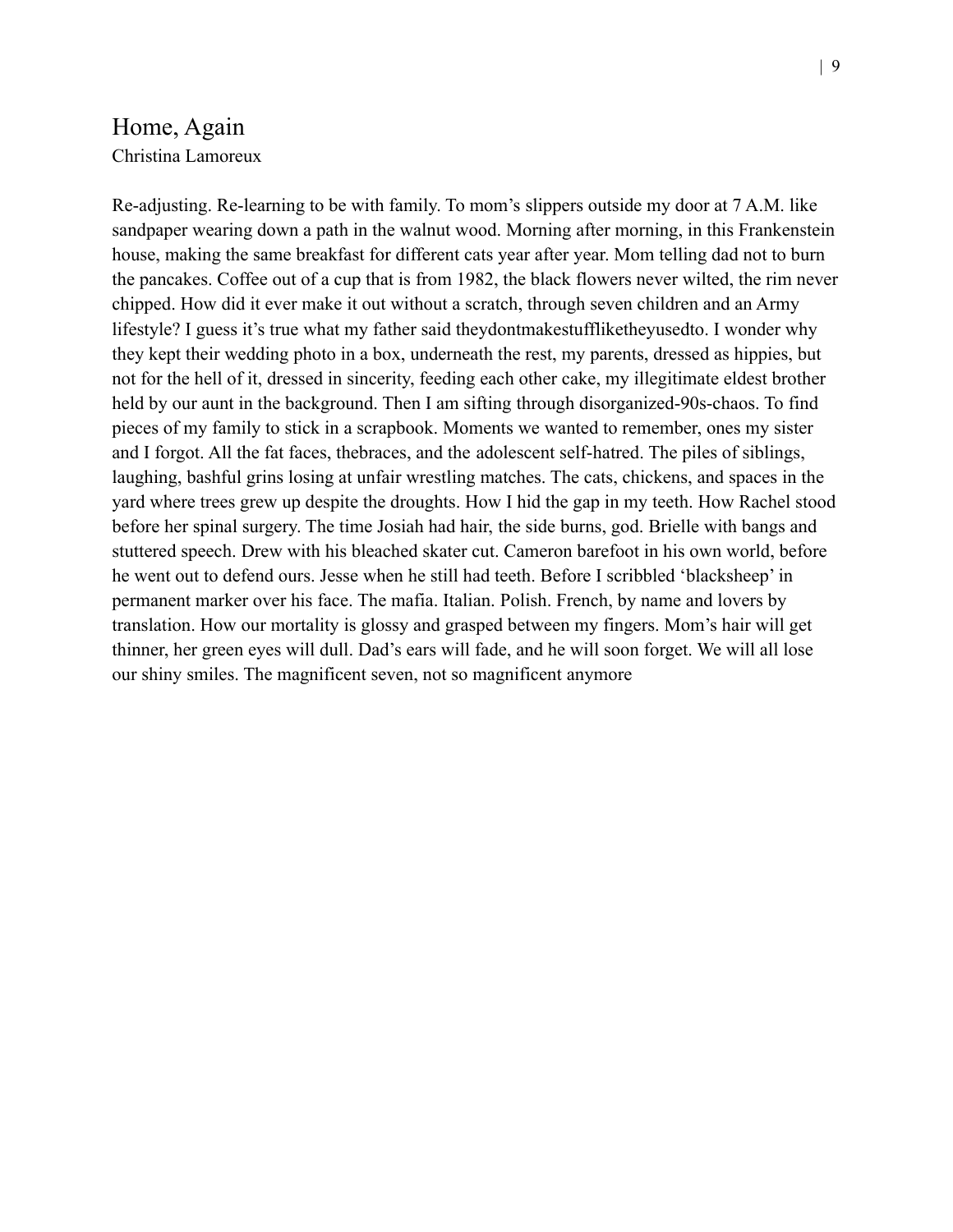# Home, Again

Christina Lamoreux

Re-adjusting. Re-learning to be with family. To mom's slippers outside my door at 7 A.M. like sandpaper wearing down a path in the walnut wood. Morning after morning, in this Frankenstein house, making the same breakfast for different cats year after year. Mom telling dad not to burn the pancakes. Coffee out of a cup that is from 1982, the black flowers never wilted, the rim never chipped. How did it ever make it out without a scratch, through seven children and an Army lifestyle? I guess it's true what my father said theydontmakestuffliketheyusedto. I wonder why they kept their wedding photo in a box, underneath the rest, my parents, dressed as hippies, but not for the hell of it, dressed in sincerity, feeding each other cake, my illegitimate eldest brother held by our aunt in the background. Then I am sifting through disorganized-90s-chaos. To find pieces of my family to stick in a scrapbook. Moments we wanted to remember, ones my sister and I forgot. All the fat faces, thebraces, and the adolescent self-hatred. The piles of siblings, laughing, bashful grins losing at unfair wrestling matches. The cats, chickens, and spaces in the yard where trees grew up despite the droughts. How I hid the gap in my teeth. How Rachel stood before her spinal surgery. The time Josiah had hair, the side burns, god. Brielle with bangs and stuttered speech. Drew with his bleached skater cut. Cameron barefoot in his own world, before he went out to defend ours. Jesse when he still had teeth. Before I scribbled 'blacksheep' in permanent marker over his face. The mafia. Italian. Polish. French, by name and lovers by translation. How our mortality is glossy and grasped between my fingers. Mom's hair will get thinner, her green eyes will dull. Dad's ears will fade, and he will soon forget. We will all lose our shiny smiles. The magnificent seven, not so magnificent anymore